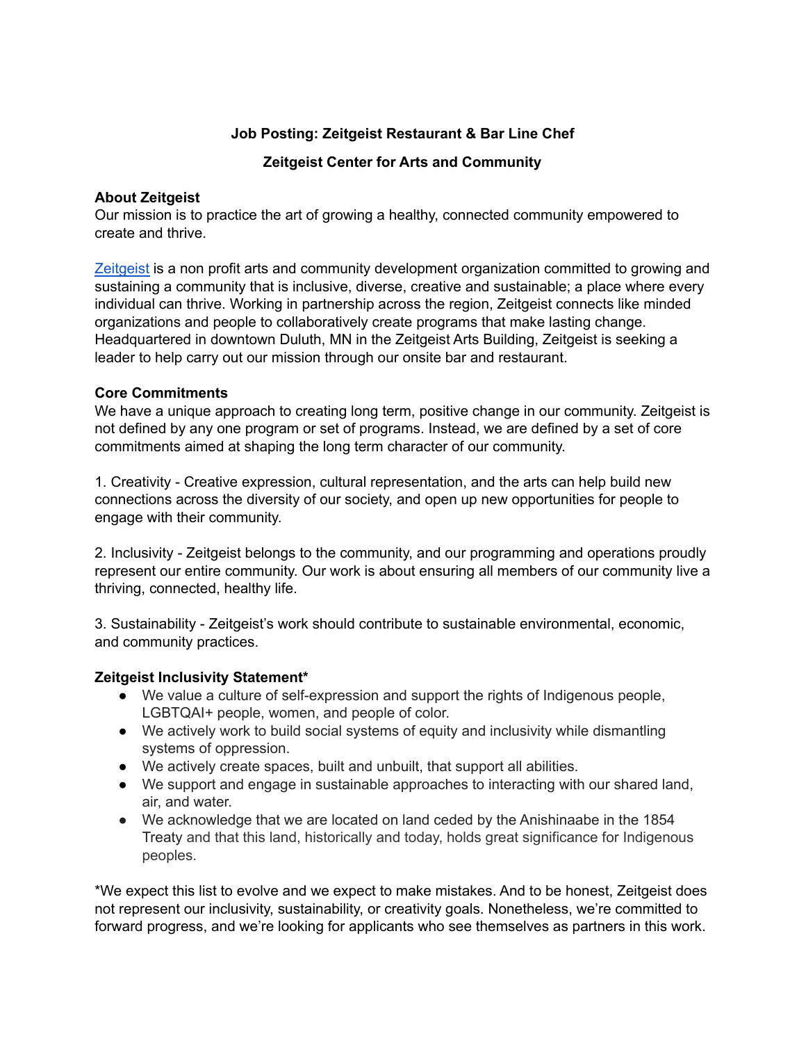**Job Posting: Zeitgeist Restaurant & Bar Line Chef**

**Zeitgeist Center for Arts and Community**

**About Zeitgeist**

Our mission is to practice the art of growing a healthy, connected community empowered to create and thrive.

Zeitgeist is a non profit arts and community development organization committed to growing and sustaining a community that is inclusive, diverse, creative and sustainable; a place where every individual can thrive. Working in partnership across the region, Zeitgeist connects like minded organizations and people to collaboratively create programs that make lasting change. Headquartered in downtown Duluth, MN in the Zeitgeist Arts Building, Zeitgeist is seeking a leader to help carry out our mission through our onsite bar and restaurant.

**Core Commitments**

We have a unique approach to creating long term, positive change in our community. Zeitgeist is not defined by any one program or set of programs. Instead, we are defined by a set of core commitments aimed at shaping the long term character of our community.

1. Creativity - Creative expression, cultural representation, and the arts can help build new connections across the diversity of our society, and open up new opportunities for people to engage with their community.

2. Inclusivity - Zeitgeist belongs to the community, and our programming and operations proudly represent our entire community. Our work is about ensuring all members of our community live a thriving, connected, healthy life.

3. Sustainability - Zeitgeist's work should contribute to sustainable environmental, economic, and community practices.

**Zeitgeist Inclusivity Statement***

- We value a culture of self-expression and support the rights of Indigenous people, LGBTQAI+ people, women, and people of color.
- We actively work to build social systems of equity and inclusivity while dismantling systems of oppression.
- We actively create spaces, built and unbuilt, that support all abilities.
- We support and engage in sustainable approaches to interacting with our shared land, air, and water.
- We acknowledge that we are located on land ceded by the Anishinaabe in the 1854 Treaty and that this land, historically and today, holds great significance for Indigenous peoples.

*We expect this list to evolve and we expect to make mistakes. And to be honest, Zeitgeist does not represent our inclusivity, sustainability, or creativity goals. Nonetheless, we're committed to forward progress, and we're looking for applicants who see themselves as partners in this work.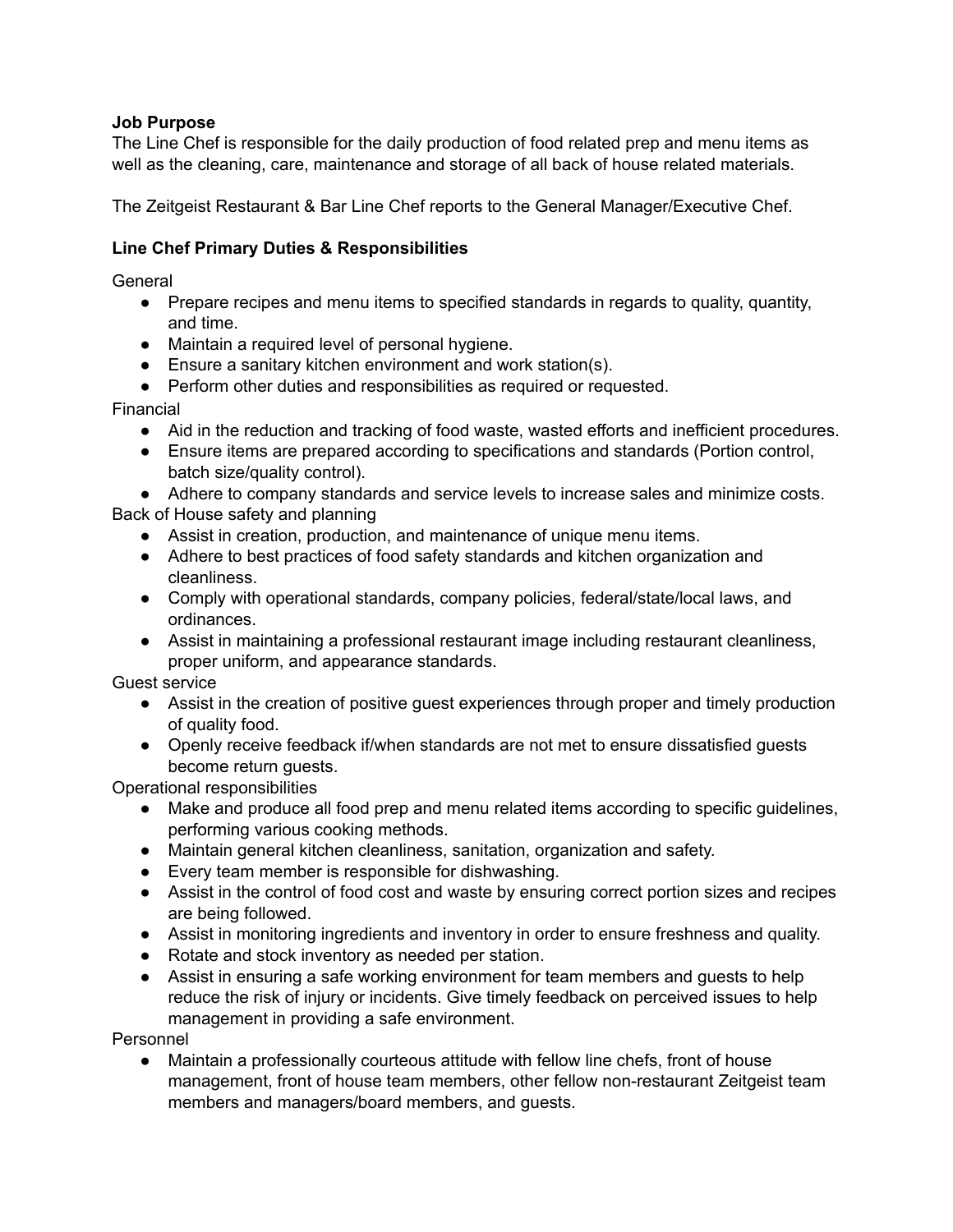**Job Purpose**

The Line Chef is responsible for the daily production of food related prep and menu items as well as the cleaning, care, maintenance and storage of all back of house related materials.

The Zeitgeist Restaurant & Bar Line Chef reports to the General Manager/Executive Chef.

**Line Chef Primary Duties & Responsibilities**

General

- Prepare recipes and menu items to specified standards in regards to quality, quantity, and time.
- Maintain a required level of personal hygiene.
- Ensure a sanitary kitchen environment and work station(s).
- Perform other duties and responsibilities as required or requested.

Financial

- Aid in the reduction and tracking of food waste, wasted efforts and inefficient procedures.
- Ensure items are prepared according to specifications and standards (Portion control, batch size/quality control).
- Adhere to company standards and service levels to increase sales and minimize costs.

Back of House safety and planning

- Assist in creation, production, and maintenance of unique menu items.
- Adhere to best practices of food safety standards and kitchen organization and cleanliness.
- Comply with operational standards, company policies, federal/state/local laws, and ordinances.
- Assist in maintaining a professional restaurant image including restaurant cleanliness, proper uniform, and appearance standards.

Guest service

- Assist in the creation of positive guest experiences through proper and timely production of quality food.
- Openly receive feedback if/when standards are not met to ensure dissatisfied guests become return guests.

Operational responsibilities

- Make and produce all food prep and menu related items according to specific guidelines, performing various cooking methods.
- Maintain general kitchen cleanliness, sanitation, organization and safety.
- Every team member is responsible for dishwashing.
- Assist in the control of food cost and waste by ensuring correct portion sizes and recipes are being followed.
- Assist in monitoring ingredients and inventory in order to ensure freshness and quality.
- Rotate and stock inventory as needed per station.
- Assist in ensuring a safe working environment for team members and guests to help reduce the risk of injury or incidents. Give timely feedback on perceived issues to help management in providing a safe environment.

Personnel

- Maintain a professionally courteous attitude with fellow line chefs, front of house management, front of house team members, other fellow non-restaurant Zeitgeist team members and managers/board members, and guests.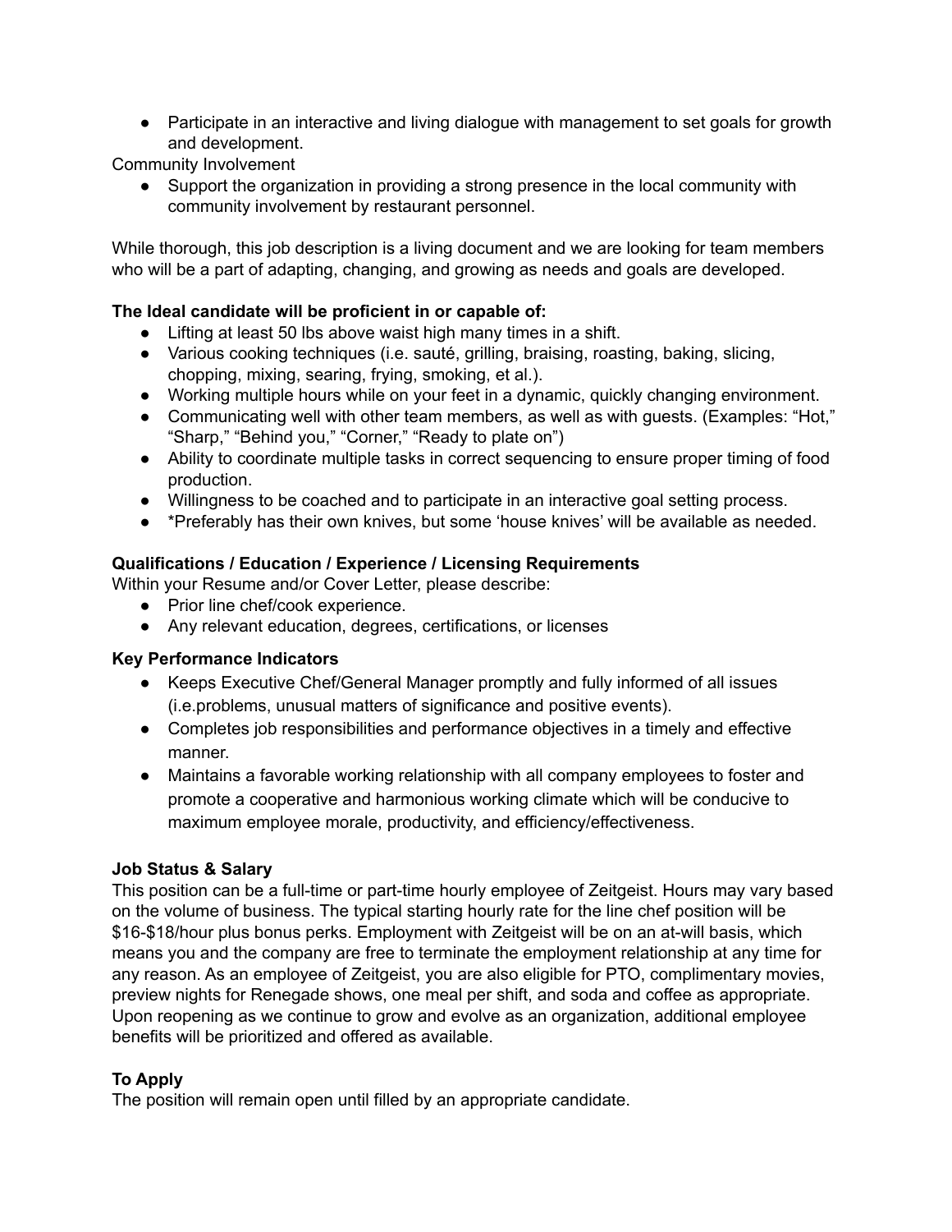- Participate in an interactive and living dialogue with management to set goals for growth and development.

Community Involvement

- Support the organization in providing a strong presence in the local community with community involvement by restaurant personnel.

While thorough, this job description is a living document and we are looking for team members who will be a part of adapting, changing, and growing as needs and goals are developed.

**The Ideal candidate will be proficient in or capable of:**

- Lifting at least 50 lbs above waist high many times in a shift.
- Various cooking techniques (i.e. sauté, grilling, braising, roasting, baking, slicing, chopping, mixing, searing, frying, smoking, et al.).
- Working multiple hours while on your feet in a dynamic, quickly changing environment.
- Communicating well with other team members, as well as with guests. (Examples: "Hot," "Sharp," "Behind you," "Corner," "Ready to plate on")
- Ability to coordinate multiple tasks in correct sequencing to ensure proper timing of food production.
- Willingness to be coached and to participate in an interactive goal setting process.
- *Preferably has their own knives, but some 'house knives' will be available as needed.

**Qualifications / Education / Experience / Licensing Requirements**

Within your Resume and/or Cover Letter, please describe:

- Prior line chef/cook experience.
- Any relevant education, degrees, certifications, or licenses

**Key Performance Indicators**

- Keeps Executive Chef/General Manager promptly and fully informed of all issues (i.e.problems, unusual matters of significance and positive events).
- Completes job responsibilities and performance objectives in a timely and effective manner.
- Maintains a favorable working relationship with all company employees to foster and promote a cooperative and harmonious working climate which will be conducive to maximum employee morale, productivity, and efficiency/effectiveness.

**Job Status & Salary**

This position can be a full-time or part-time hourly employee of Zeitgeist. Hours may vary based on the volume of business. The typical starting hourly rate for the line chef position will be $16-$18/hour plus bonus perks. Employment with Zeitgeist will be on an at-will basis, which means you and the company are free to terminate the employment relationship at any time for any reason. As an employee of Zeitgeist, you are also eligible for PTO, complimentary movies, preview nights for Renegade shows, one meal per shift, and soda and coffee as appropriate. Upon reopening as we continue to grow and evolve as an organization, additional employee benefits will be prioritized and offered as available.

**To Apply**

The position will remain open until filled by an appropriate candidate.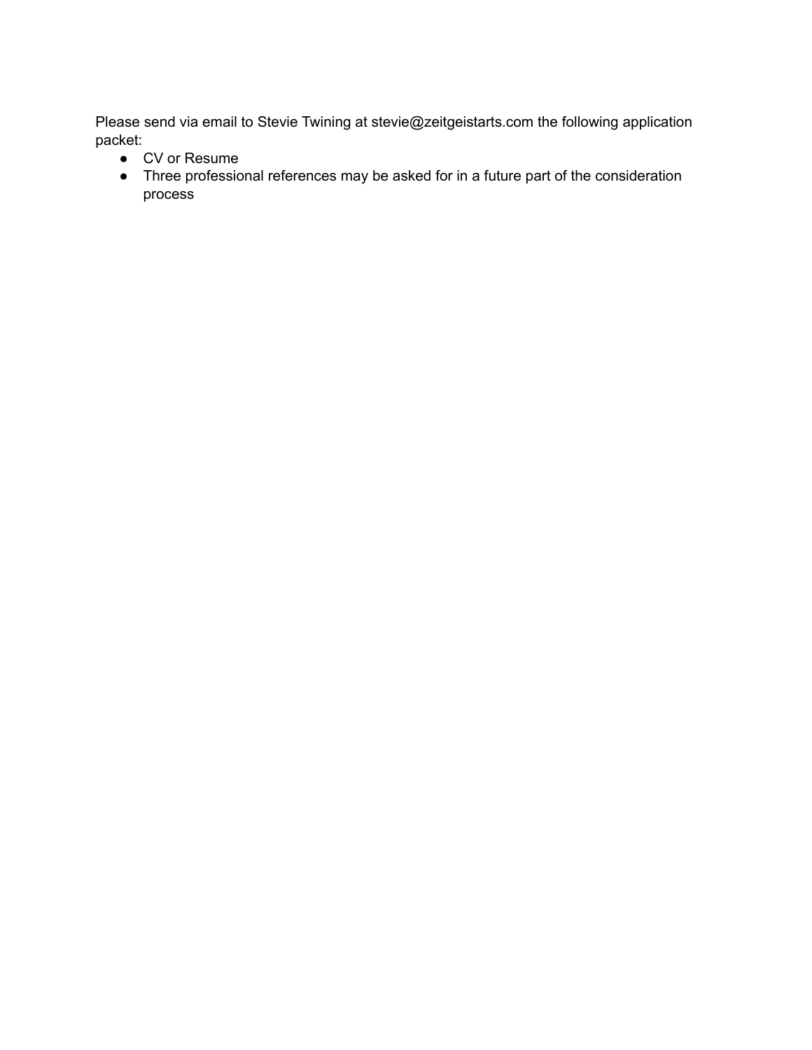Please send via email to Stevie Twining at stevie@zeitgeistarts.com the following application packet:

- CV or Resume
- Three professional references may be asked for in a future part of the consideration process